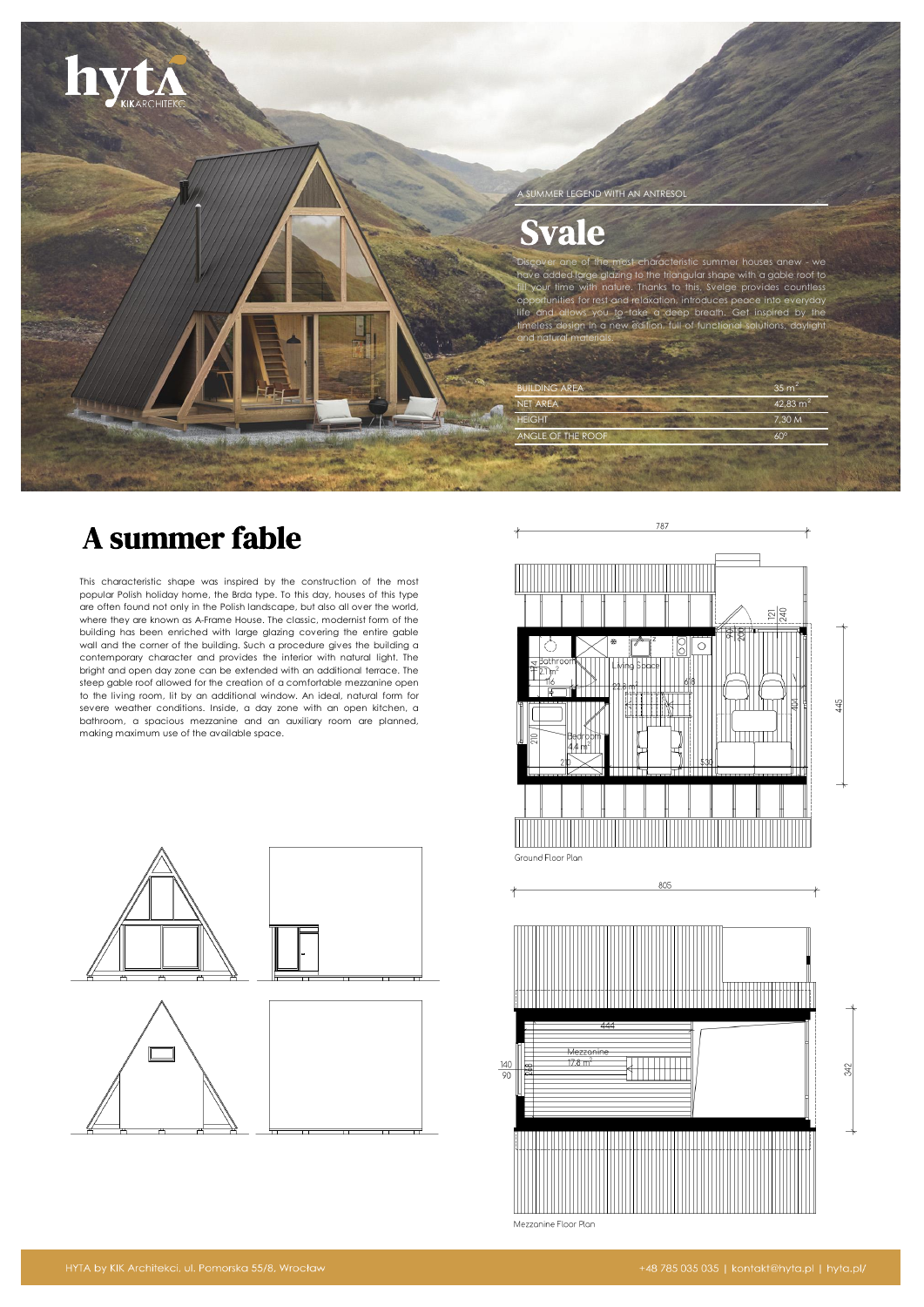hyta
KIKARCHITEKCI

A SUMMER LEGEND WITH AN ANTRESOL

# Svale

Discover one of the most characteristic summer houses anew - we have added large glazing to the triangular shape with a gable roof to fill your time with nature. Thanks to this, Svelge provides countless opportunities for rest and relaxation, introduces peace into everyday life and allows you to take a deep breath. Get inspired by the timeless design in a new edition, full of functional solutions, daylight and natural materials.

| | |
|---|---|
| BUILDING AREA | 35 $m^2$ |
| NET AREA | 42,83 $m^2$ |
| HEIGHT | 7,30 M |
| ANGLE OF THE ROOF | 60° |

# A summer fable

This characteristic shape was inspired by the construction of the most popular Polish holiday home, the Brda type. To this day, houses of this type are often found not only in the Polish landscape, but also all over the world, where they are known as A-Frame House. The classic, modernist form of the building has been enriched with large glazing covering the entire gable wall and the corner of the building. Such a procedure gives the building a contemporary character and provides the interior with natural light. The bright and open day zone can be extended with an additional terrace. The steep gable roof allowed for the creation of a comfortable mezzanine open to the living room, lit by an additional window. An ideal, natural form for severe weather conditions. Inside, a day zone with an open kitchen, a bathroom, a spacious mezzanine and an auxiliary room are planned, making maximum use of the available space.

Ground Floor Plan

Mezzanine Floor Plan

HYTA by KIK Architekci, ul. Pomorska 55/8, Wrocław

+48 785 035 035 | kontakt@hyta.pl | hyta.pl/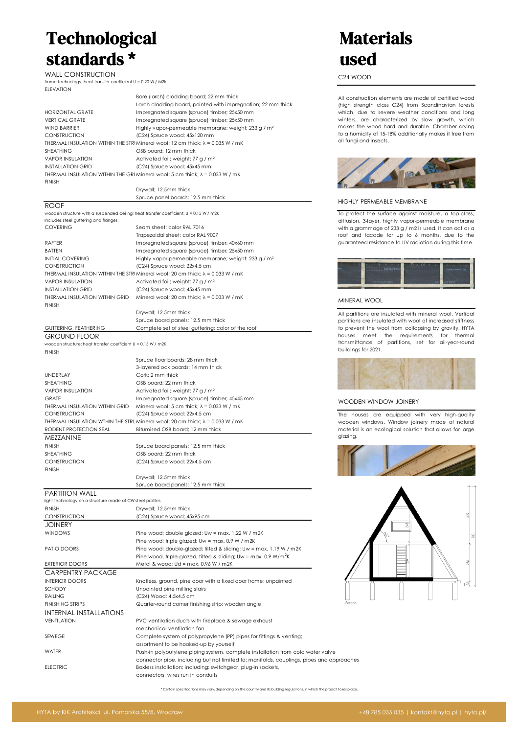# Technological standards *

## WALL CONSTRUCTION

frame technology, heat transfer coefficient U = 0.20 W / M2k

| | |
|---|---|
| ELEVATION | |
| | Bare (larch) cladding board; 22 mm thick |
| | Larch cladding board, painted with impregnation; 22 mm thick |
| HORIZONTAL GRATE | Impregnated square (spruce) timber; 25x50 mm |
| VERTICAL GRATE | Impregnated square (spruce) timber; 25x50 mm |
| WIND BARRIER | Highly vapor-permeable membrane; weight: 233 g / m² |
| CONSTRUCTION | (C24) Spruce wood; 45x120 mm |
| THERMAL INSULATION WITHIN THE STRUCTURE | Mineral wool; 12 cm thick; λ = 0.035 W / mK |
| SHEATHING | OSB board; 12 mm thick |
| VAPOR INSULATION | Activated foil; weight: 77 g / m² |
| INSTALLATION GRID | (C24) Spruce wood; 45x45 mm |
| THERMAL INSULATION WITHIN THE GRID | Mineral wool; 5 cm thick; λ = 0.033 W / mK |
| FINISH | |
| | Drywall; 12.5mm thick |
| | Spruce panel boards; 12.5 mm thick |

## ROOF

wooden structure with a suspended ceiling; heat transfer coefficient; U = 0.15 W / m2K
Includes steel guttering and flanges

| | |
|---|---|
| COVERING | Seam sheet; color RAL 7016 |
| | Trapezoidal sheet; color RAL 9007 |
| RAFTER | Impregnated square (spruce) timber; 40x60 mm |
| BATTEN | Impregnated square (spruce) timber; 25x50 mm |
| INITIAL COVERING | Highly vapor-permeable membrane; weight: 233 g / m² |
| CONSTRUCTION | (C24) Spruce wood; 22x4.5 cm |
| THERMAL INSULATION WITHIN THE STRUCTURE | Mineral wool; 20 cm thick; λ = 0.033 W / mK |
| VAPOR INSULATION | Activated foil; weight: 77 g / m² |
| INSTALLATION GRID | (C24) Spruce wood; 45x45 mm |
| THERMAL INSULATION WITHIN GRID | Mineral wool; 20 cm thick; λ = 0.033 W / mK |
| FINISH | |
| | Drywall; 12.5mm thick |
| | Spruce board panels; 12.5 mm thick |
| GUTTERING, FEATHERING | Complete set of steel guttering; color of the roof |

## GROUND FLOOR

wooden structure; heat transfer coefficient U = 0.15 W / m2K

| | |
|---|---|
| FINISH | |
| | Spruce floor boards; 28 mm thick |
| | 3-layered oak boards; 14 mm thick |
| UNDERLAY | Cork; 2 mm thick |
| SHEATHING | OSB board; 22 mm thick |
| VAPOR INSULATION | Activated foil; weight: 77 g / m² |
| GRATE | Impregnated square (spruce) timber; 45x45 mm |
| THERMAL INSULATION WITHIN GRID | Mineral wool; 5 cm thick; λ = 0.033 W / mK |
| CONSTRUCTION | (C24) Spruce wood; 22x4.5 cm |
| THERMAL INSULATION WITHIN THE STRUCTURE | Mineral wool; 20 cm thick; λ = 0.033 W / mK |
| RODENT PROTECTION SEAL | Bitumised OSB board; 12 mm thick |

## MEZZANINE

| | |
|---|---|
| FINISH | Spruce board panels; 12.5 mm thick |
| SHEATHING | OSB board; 22 mm thick |
| CONSTRUCTION | (C24) Spruce wood; 22x4.5 cm |
| FINISH | |
| | Drywall; 12.5mm thick |
| | Spruce board panels; 12.5 mm thick |

## PARTITION WALL

light technology on a structure made of CW steel profiles

| | |
|---|---|
| FINISH | Drywall; 12.5mm thick |
| CONSTRUCTION | (C24) Spruce wood; 45x95 cm |

## JOINERY

| | |
|---|---|
| WINDOWS | Pine wood; double glazed; Uw = max. 1.22 W / m2K |
| | Pine wood; triple glazed; Uw = max. 0.9 W / m2K |
| PATIO DOORS | Pine wood; double-glazed; tilted & sliding; Uw = max. 1.19 W / m2K |
| | Pine wood, triple-glazed, tilted & sliding; Uw = max. 0.9 W/m$^2$K |
| EXTERIOR DOORS | Metal & wood; Ud = max. 0.96 W / m2K |

## CARPENTRY PACKAGE

| | |
|---|---|
| INTERIOR DOORS | Knotless, ground, pine door with a fixed door frame; unpainted |
| SCHODY | Unpainted pine milling stairs |
| RAILING | (C24) Wood; 4.5x4.5 cm |
| FINISHING STRIPS | Quarter-round corner finishing strip; wooden angle |

## INTERNAL INSTALLATIONS

| | |
|---|---|
| VENTILATION | PVC ventilation ducts with fireplace & sewage exhaust |
| | mechanical ventilation fan |
| SEWEGE | Complete system of polypropylene (PP) pipes for fittings & venting; |
| | assortment to be hooked-up by yourself |
| WATER | Push-in polybutylene piping system, complete installation from cold water valve |
| | connector pipe, including but not limited to: manifolds, couplings, pipes and approaches |
| ELECTRIC | Boxless installation; including: switchgear, plug-in sockets, |
| | connectors, wires run in conduits |

# Materials used

## C24 WOOD

All construction elements are made of certified wood (high strength class C24) from Scandinavian forests which, due to severe weather conditions and long winters, are characterized by slow growth, which makes the wood hard and durable. Chamber drying to a humidity of 15-18% additionally makes it free from all fungi and insects.

## HIGHLY PERMEABLE MEMBRANE

To protect the surface against moisture, a top-class, diffusion, 3-layer, highly vapor-permeable membrane with a grammage of 233 g / m2 is used. It can act as a roof and facade for up to 6 months, due to the guaranteed resistance to UV radiation during this time.

## MINERAL WOOL

All partitions are insulated with mineral wool. Vertical partitions are insulated with wool of increased stiffness to prevent the wool from collapsing by gravity. HYTA houses meet the requirements for thermal transmittance of partitions, set for all-year-round buildings for 2021.

## WOODEN WINDOW JOINERY

The houses are equipped with very high-quality wooden windows. Window joinery made of natural material is an ecological solution that allows for large glazing.

402
750
276
248
Section

\* Certain specifications may vary, depending on the country and its building regulations, in which the project takes place.

HYTA by KIK Architekci, ul. Pomorska 55/8, Wrocław
+48 785 035 035 | kontakt@hyta.pl | hyta.pl/